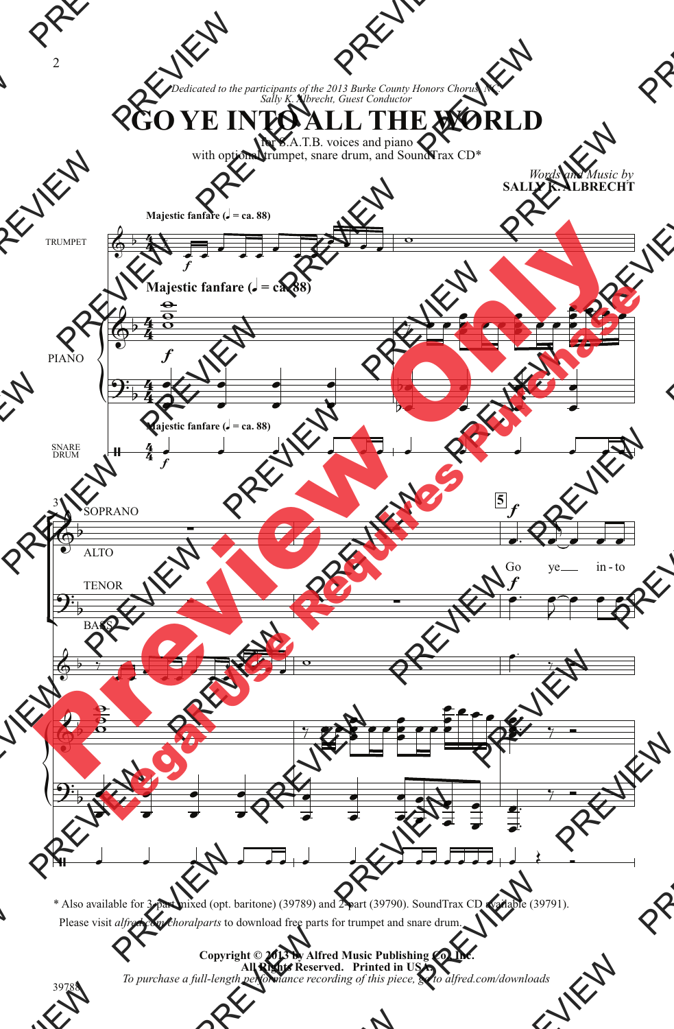*Dedicated to the participants of the 2013 Burke County Honors Chorus, NC*
*Sally K. Albrecht, Guest Conductor*

# GO YE INTO ALL THE WORLD

for S.A.T.B. voices and piano
with optional trumpet, snare drum, and SoundTrax CD*

*Words and Music by*
**SALLY K. ALBRECHT**

**Majestic fanfare** (♩ = ca. 88)

TRUMPET

PIANO

SNARE DRUM

SOPRANO

ALTO

TENOR

BASS

Go ye in - to

\* Also available for 3-part mixed (opt. baritone) (39789) and 2-part (39790). SoundTrax CD available (39791).
Please visit *alfred.com/choralparts* to download free parts for trumpet and snare drum.

**Copyright © 2013 by Alfred Music Publishing Co., Inc.**
**All Rights Reserved. Printed in USA.**
*To purchase a full-length performance recording of this piece, go to alfred.com/downloads*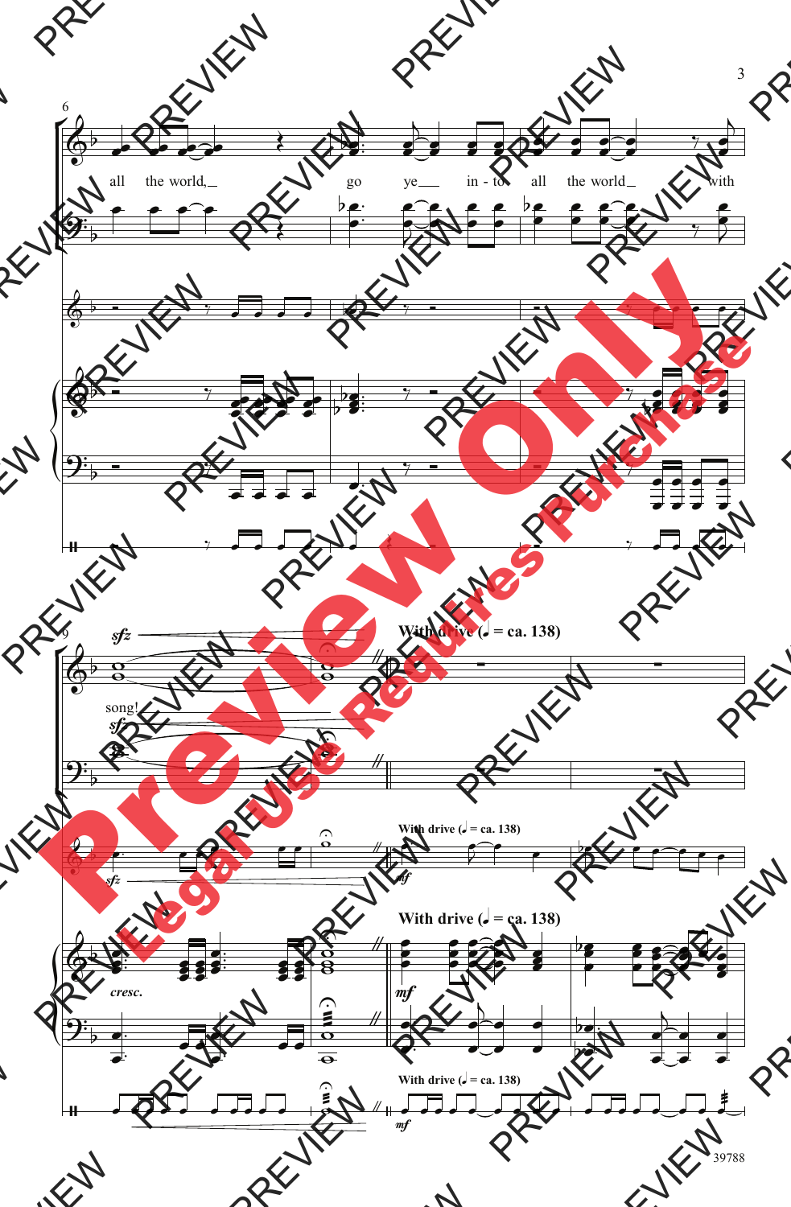6

all the world, go ye in - to all the world with

9

*sfz*

song!

*sfz*

**With drive (♩ = ca. 138)**

*mf*

*cresc.*

39788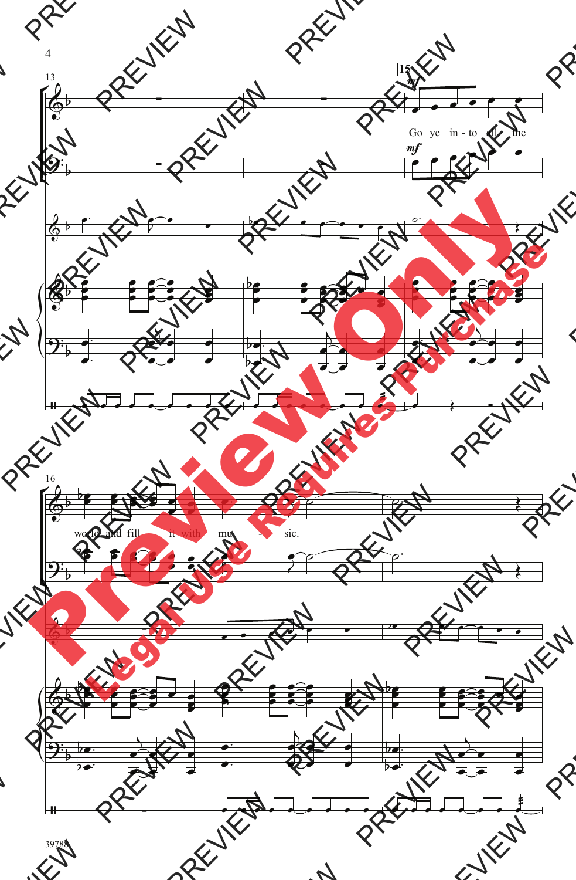13

15

*mf*

Go ye in - to all the

*mf*

16

world and fill it with mu - sic.

Preview Only

Legal Use Requires Purchase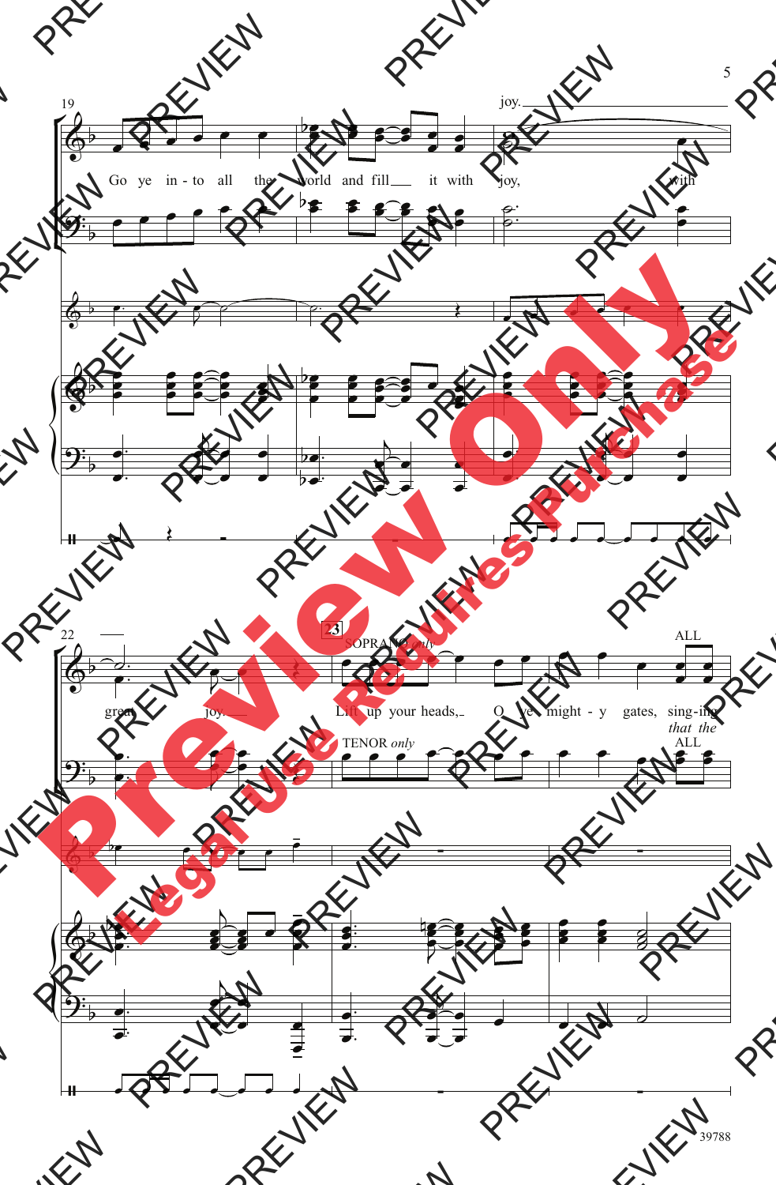19

joy.

Go ye in - to all the world and fill it with joy, with

22

23

SOPRANO *only*

ALL

great joy.

Lift up your heads, O ye might - y gates, sing-ing

*that the*

TENOR *only*

ALL

39788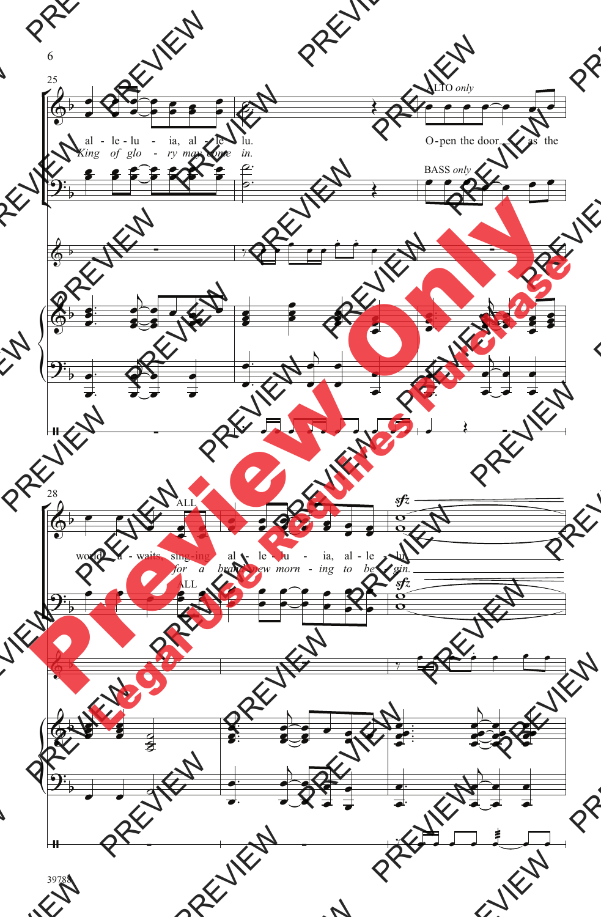25

ALTO *only*

al - le - lu - ia, al - le - lu.
*King of glo - ry may come in.*

O - pen the door as the

BASS *only*

28

ALL

world a - waits, sing - ing al - le - lu - ia, al - le - lu.
*for a brand new morn - ing to be - gin.*

ALL

*sfz*

*sfz*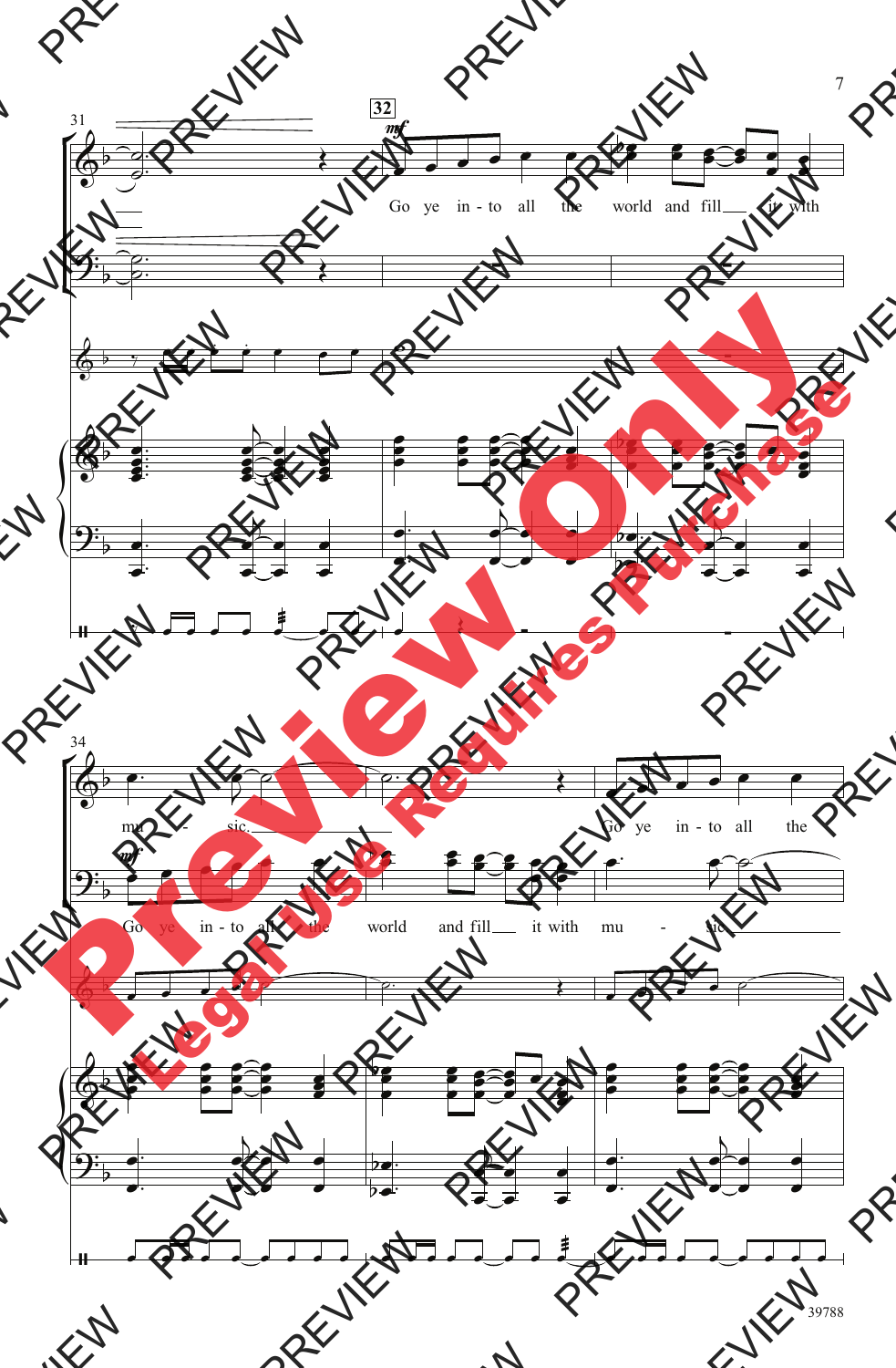31

32

*mf*

Go ye in - to all the world and fill ___ it with

34

mu - sic. ___ Go ye in - to all the

*mf*

Go ye in - to all the world and fill ___ it with mu - sic ___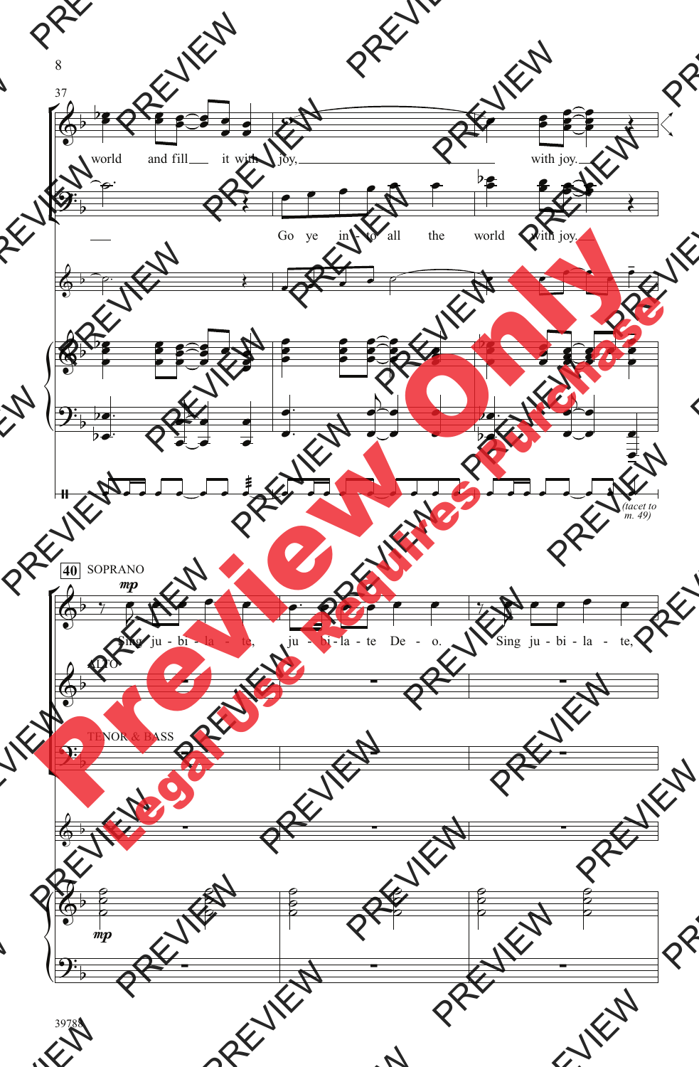37

world and fill___ it with joy,___ with joy.___

Go ye in - to all the world with joy.___

*(tacet to m. 49)*

40 SOPRANO

*mp*

Sing ju - bi - la - te, ju - bi - la - te De - o. Sing ju - bi - la - te,

ALTO

TENOR & BASS

*mp*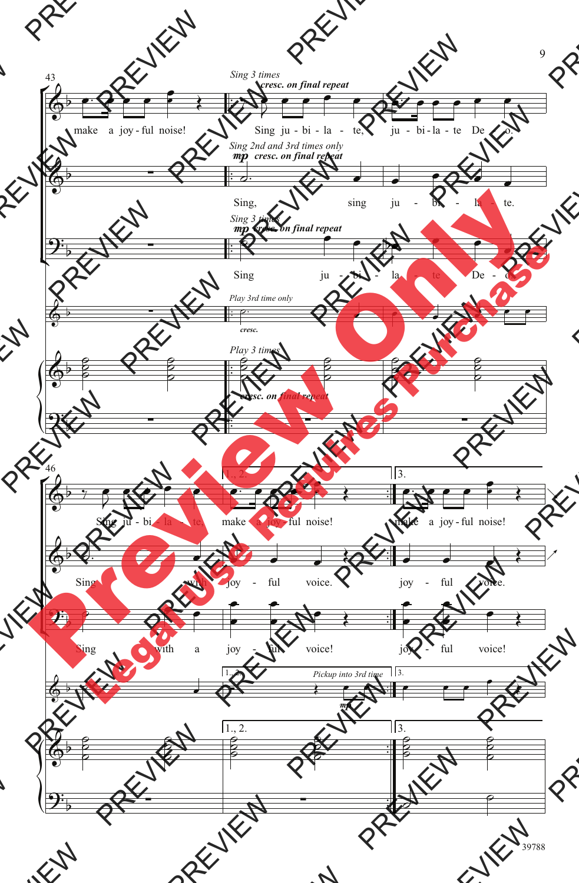43

*Sing 3 times*
***cresc. on final repeat***

make a joy - ful noise! Sing ju - bi - la - te, ju - bi - la - te De - o.

*Sing 2nd and 3rd times only*
***mp cresc. on final repeat***

Sing, sing ju - bi - la - te.

*Sing 3 times*
***mp cresc. on final repeat***

Sing ju - bi - la - te De - o.

*Play 3rd time only*
***cresc.***

*Play 3 times*
***cresc. on final repeat***

46

1., 2. | 3.

Sing ju - bi - la - te, make a joy - ful noise! make a joy - ful noise!

Sing with joy - ful voice. joy - ful voice.

Sing with a joy - ful voice! joy - ful voice!

1., 2. *Pickup into 3rd time* ***mp*** | 3.

1., 2. | 3.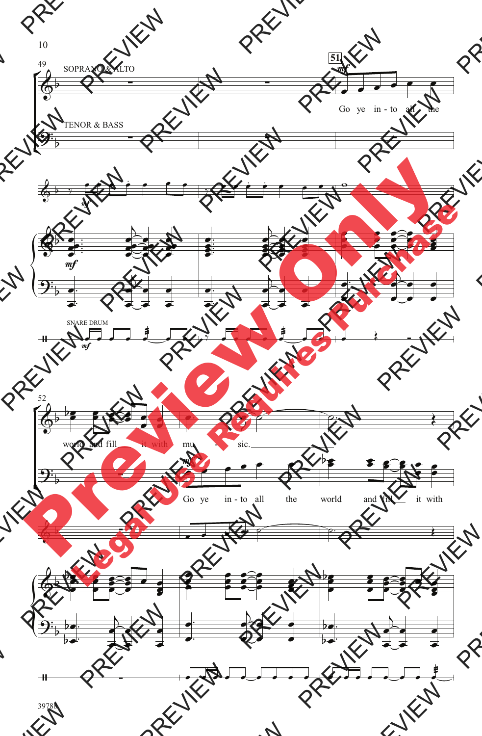SOPRANO & ALTO

TENOR & BASS

SNARE DRUM

Go ye in - to all the

world and fill it with mu - sic.

Go ye in - to all the world and fill it with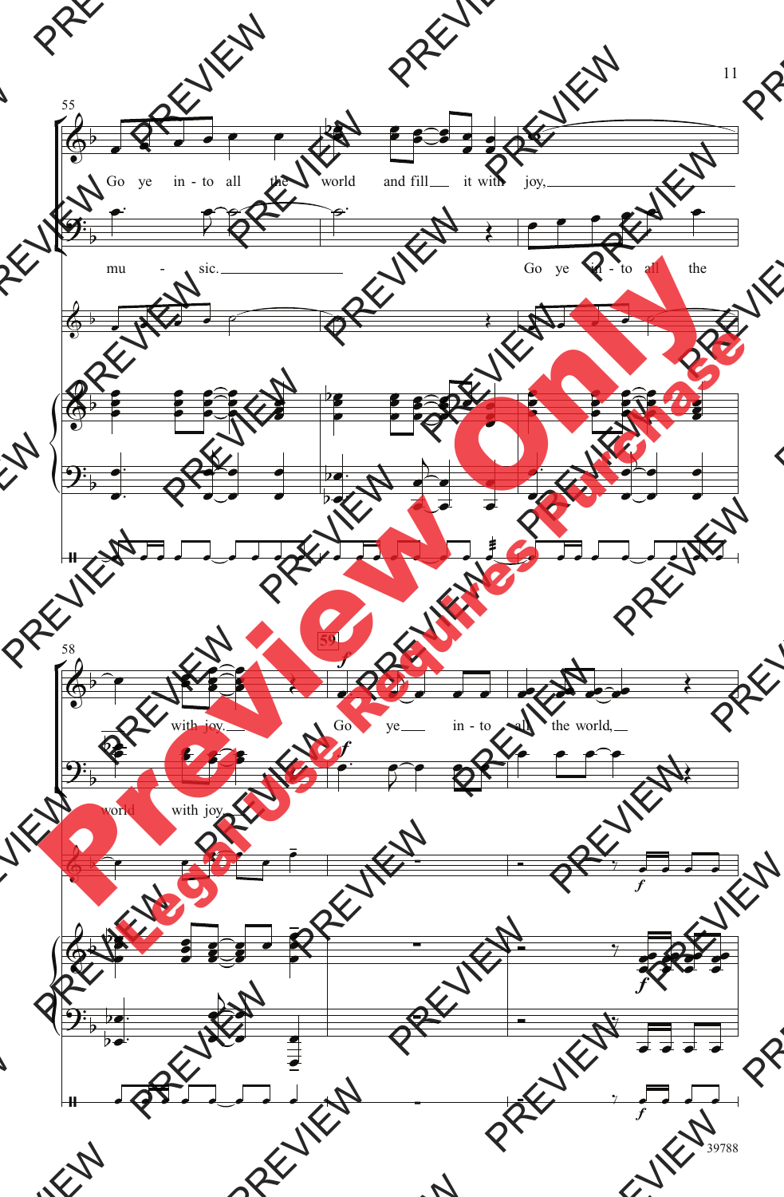Go ye in - to all the world and fill it with joy,

mu - sic. Go ye in - to all the

with joy. Go ye in - to all the world,

world with joy.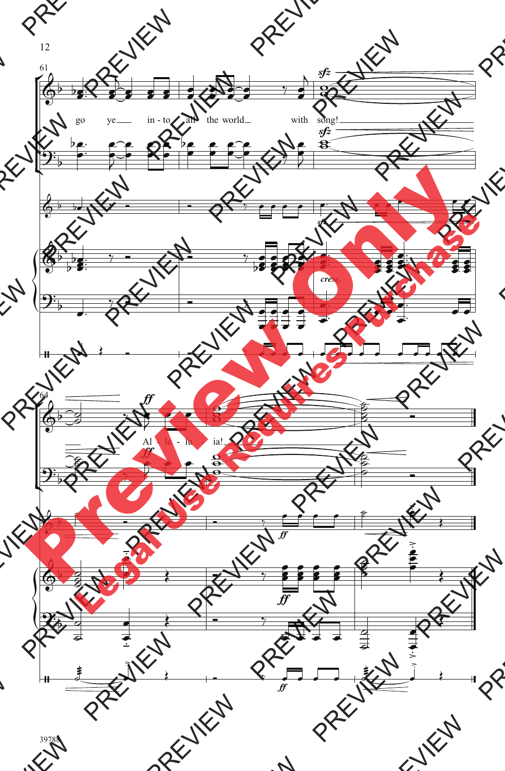go ye in - to all the world with song!

Al - le - lu - ia!